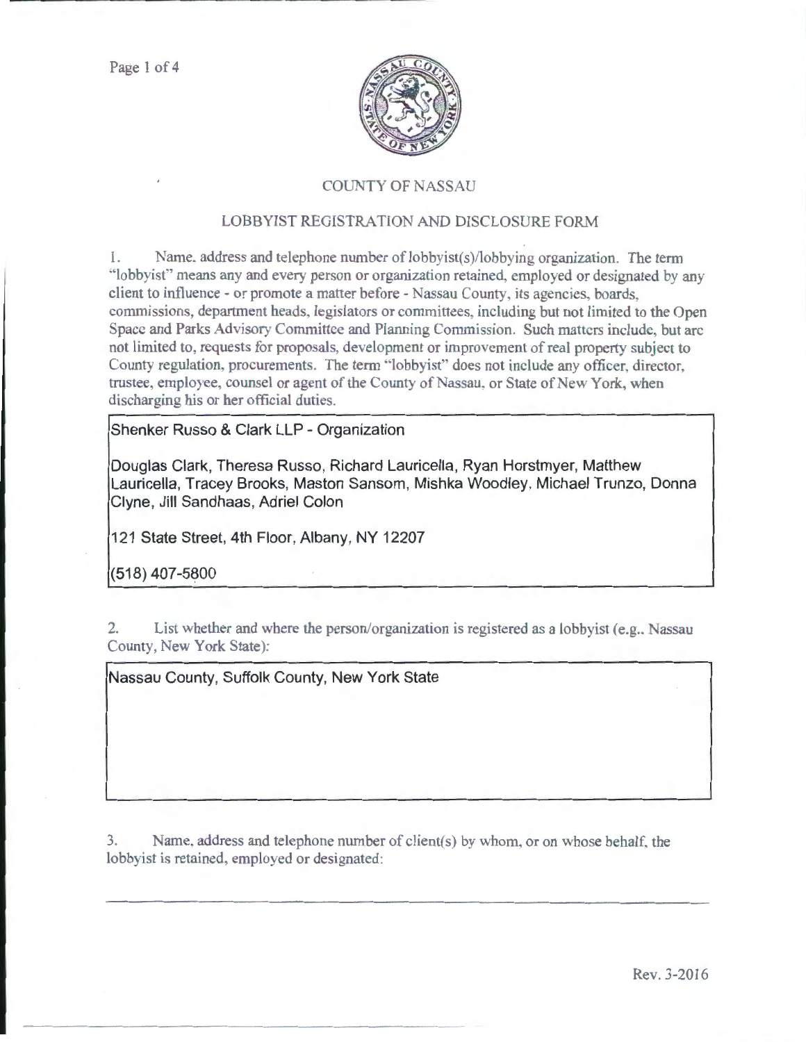# COUNTY OF NASSAU

## LOBBYIST REGISTRATION AND DISCLOSURE FORM

1. Name, address and telephone number of lobbyist(s)/lobbying organization. The term "lobbyist" means any and every person or organization retained, employed or designated by any client to influence - or promote a matter before - Nassau County, its agencies, boards, commissions, department heads, legislators or committees, including but not limited to the Open Space and Parks Advisory Committee and Planning Commission. Such matters include, but are not limited to, requests for proposals, development or improvement of real property subject to County regulation, procurements. The term "lobbyist" does not include any officer, director, trustee, employee, counsel or agent of the County of Nassau, or State of New York, when discharging his or her official duties.

Shenker Russo & Clark LLP - Organization

Douglas Clark, Theresa Russo, Richard Lauricella, Ryan Horstmyer, Matthew Lauricella, Tracey Brooks, Maston Sansom, Mishka Woodley, Michael Trunzo, Donna Clyne, Jill Sandhaas, Adriel Colon

121 State Street, 4th Floor, Albany, NY 12207

(518) 407-5800

2. List whether and where the person/organization is registered as a lobbyist (e.g., Nassau County, New York State):

Nassau County, Suffolk County, New York State

3. Name, address and telephone number of client(s) by whom, or on whose behalf, the lobbyist is retained, employed or designated:

Rev. 3-2016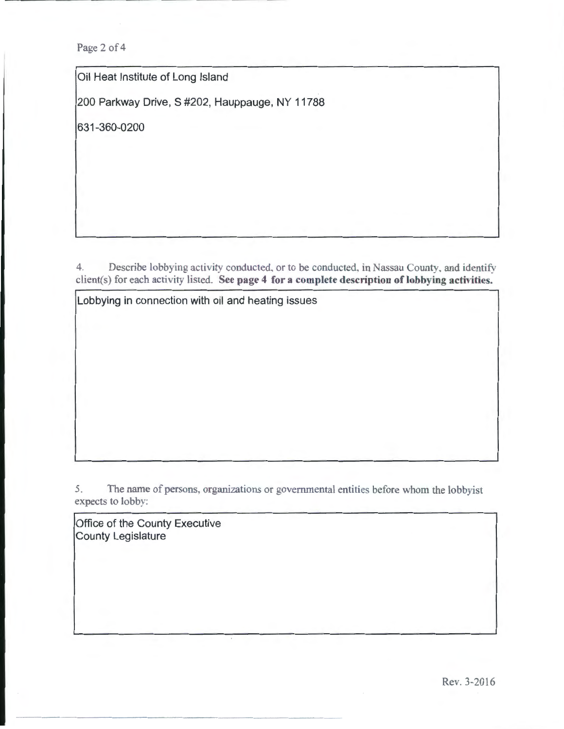Oil Heat Institute of Long Island

200 Parkway Drive, S #202, Hauppauge, NY 11788

631-360-0200

4. Describe lobbying activity conducted, or to be conducted, in Nassau County, and identify client(s) for each activity listed. **See page 4 for a complete description of lobbying activities.**

Lobbying in connection with oil and heating issues

5. The name of persons, organizations or governmental entities before whom the lobbyist expects to lobby:

Office of the County Executive
County Legislature

Rev. 3-2016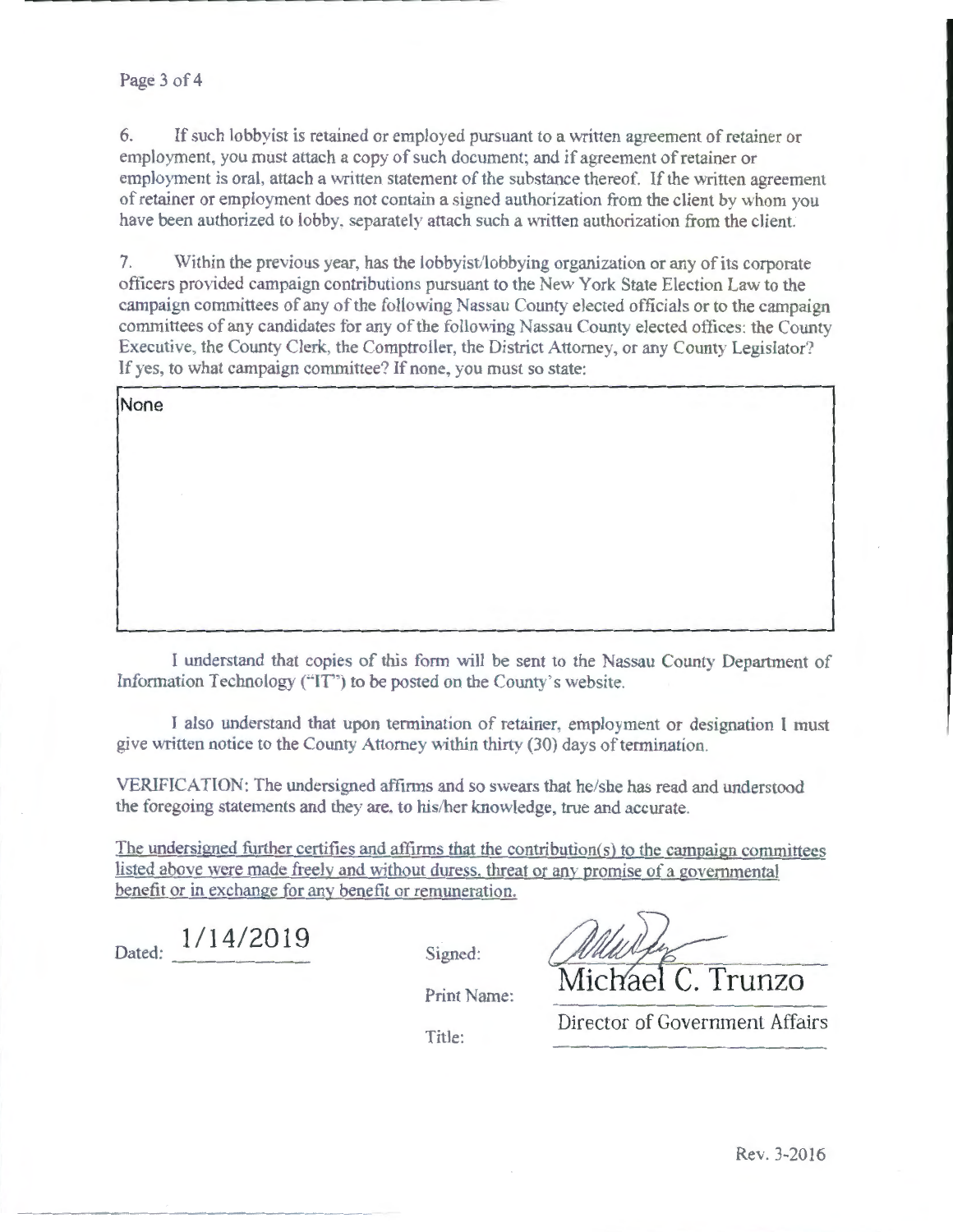6. If such lobbyist is retained or employed pursuant to a written agreement of retainer or employment, you must attach a copy of such document; and if agreement of retainer or employment is oral, attach a written statement of the substance thereof. If the written agreement of retainer or employment does not contain a signed authorization from the client by whom you have been authorized to lobby, separately attach such a written authorization from the client.

7. Within the previous year, has the lobbyist/lobbying organization or any of its corporate officers provided campaign contributions pursuant to the New York State Election Law to the campaign committees of any of the following Nassau County elected officials or to the campaign committees of any candidates for any of the following Nassau County elected offices: the County Executive, the County Clerk, the Comptroller, the District Attorney, or any County Legislator? If yes, to what campaign committee? If none, you must so state:

None

I understand that copies of this form will be sent to the Nassau County Department of Information Technology ("IT") to be posted on the County's website.

I also understand that upon termination of retainer, employment or designation I must give written notice to the County Attorney within thirty (30) days of termination.

VERIFICATION: The undersigned affirms and so swears that he/she has read and understood the foregoing statements and they are, to his/her knowledge, true and accurate.

The undersigned further certifies and affirms that the contribution(s) to the campaign committees listed above were made freely and without duress, threat or any promise of a governmental benefit or in exchange for any benefit or remuneration.

Dated: 1/14/2019

Signed:

Print Name: Michael C. Trunzo

Title: Director of Government Affairs

Rev. 3-2016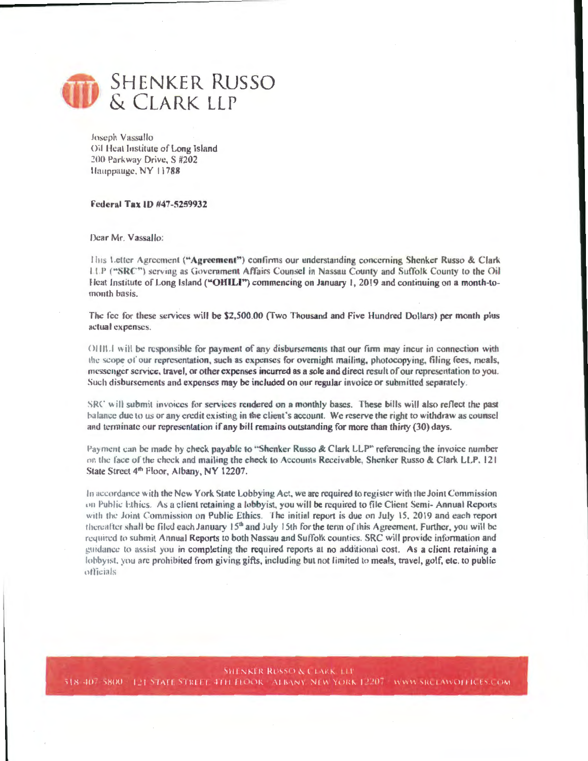# SHENKER RUSSO & CLARK LLP

Joseph Vassallo
Oil Heat Institute of Long Island
200 Parkway Drive, S #202
Hauppauge, NY 11788

**Federal Tax ID #47-5259932**

Dear Mr. Vassallo:

This Letter Agreement (**"Agreement"**) confirms our understanding concerning Shenker Russo & Clark LLP ("**SRC**") serving as Government Affairs Counsel in Nassau County and Suffolk County to the Oil Heat Institute of Long Island (**"OHILI"**) commencing on January 1, 2019 and continuing on a month-to-month basis.

The fee for these services will be $2,500.00 (Two Thousand and Five Hundred Dollars) per month plus actual expenses.

OHILI will be responsible for payment of any disbursements that our firm may incur in connection with the scope of our representation, such as expenses for overnight mailing, photocopying, filing fees, meals, messenger service, travel, or other expenses incurred as a sole and direct result of our representation to you. Such disbursements and expenses may be included on our regular invoice or submitted separately.

SRC will submit invoices for services rendered on a monthly bases. These bills will also reflect the past balance due to us or any credit existing in the client's account. We reserve the right to withdraw as counsel and terminate our representation if any bill remains outstanding for more than thirty (30) days.

Payment can be made by check payable to "Shenker Russo & Clark LLP" referencing the invoice number on the face of the check and mailing the check to Accounts Receivable, Shenker Russo & Clark LLP, 121 State Street 4th Floor, Albany, NY 12207.

In accordance with the New York State Lobbying Act, we are required to register with the Joint Commission on Public Ethics. As a client retaining a lobbyist, you will be required to file Client Semi- Annual Reports with the Joint Commission on Public Ethics. The initial report is due on July 15, 2019 and each report thereafter shall be filed each January 15th and July 15th for the term of this Agreement. Further, you will be required to submit Annual Reports to both Nassau and Suffolk counties. SRC will provide information and guidance to assist you in completing the required reports at no additional cost. As a client retaining a lobbyist, you are prohibited from giving gifts, including but not limited to meals, travel, golf, etc. to public officials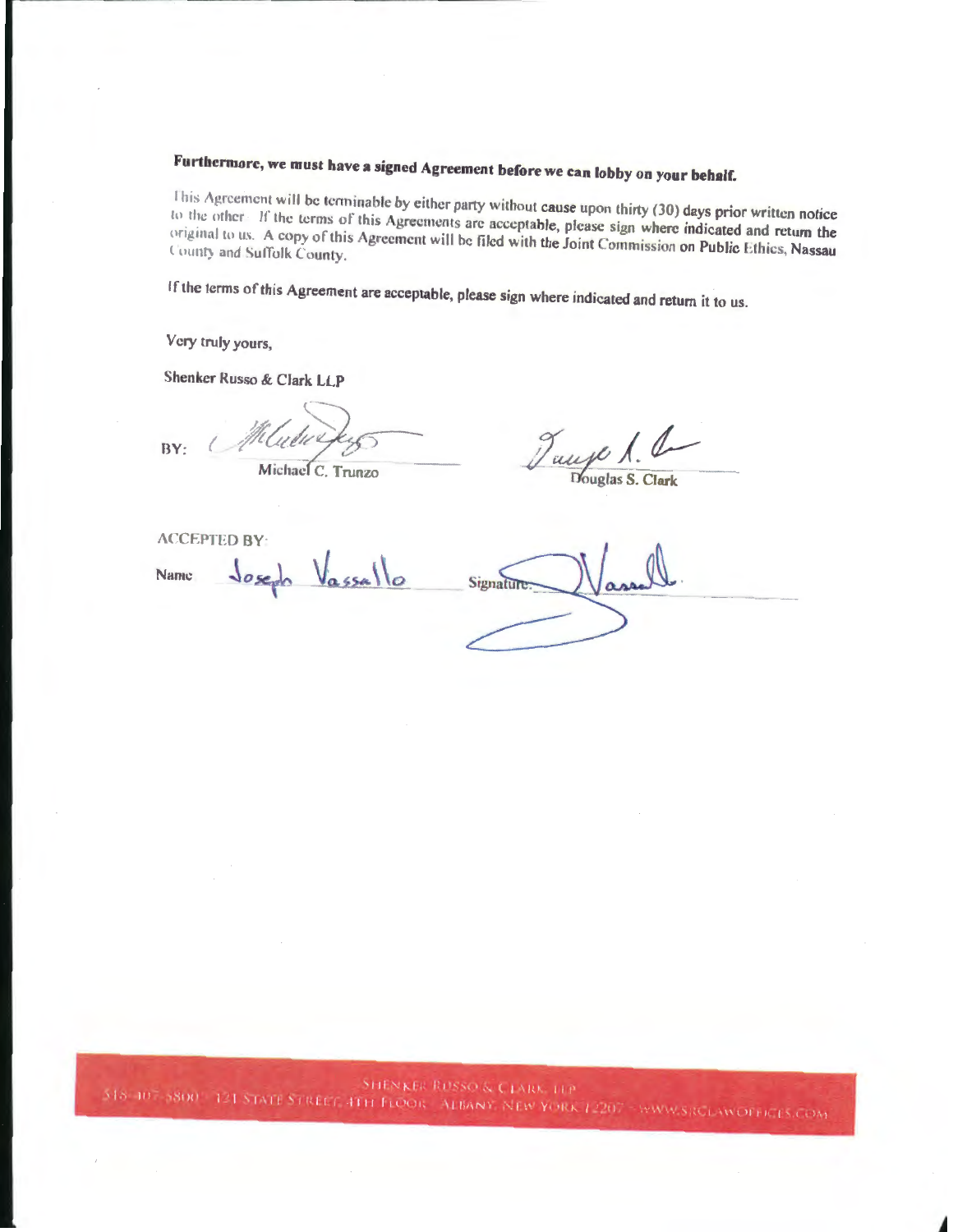**Furthermore, we must have a signed Agreement before we can lobby on your behalf.**

This Agreement will be terminable by either party without cause upon thirty (30) days prior written notice to the other. If the terms of this Agreements are acceptable, please sign where indicated and return the original to us. A copy of this Agreement will be filed with the Joint Commission on Public Ethics, Nassau County and Suffolk County.

If the terms of this Agreement are acceptable, please sign where indicated and return it to us.

Very truly yours,

Shenker Russo & Clark LLP

BY: ______________________ ______________________
Michael C. Trunzo Douglas S. Clark

ACCEPTED BY:

Name: Joseph Vassallo Signature: ______________________

SHENKER RUSSO & CLARK LLP
518-407-5800 · 121 STATE STREET, 4TH FLOOR · ALBANY, NEW YORK 12207 · WWW.SRCLAWOFFICES.COM